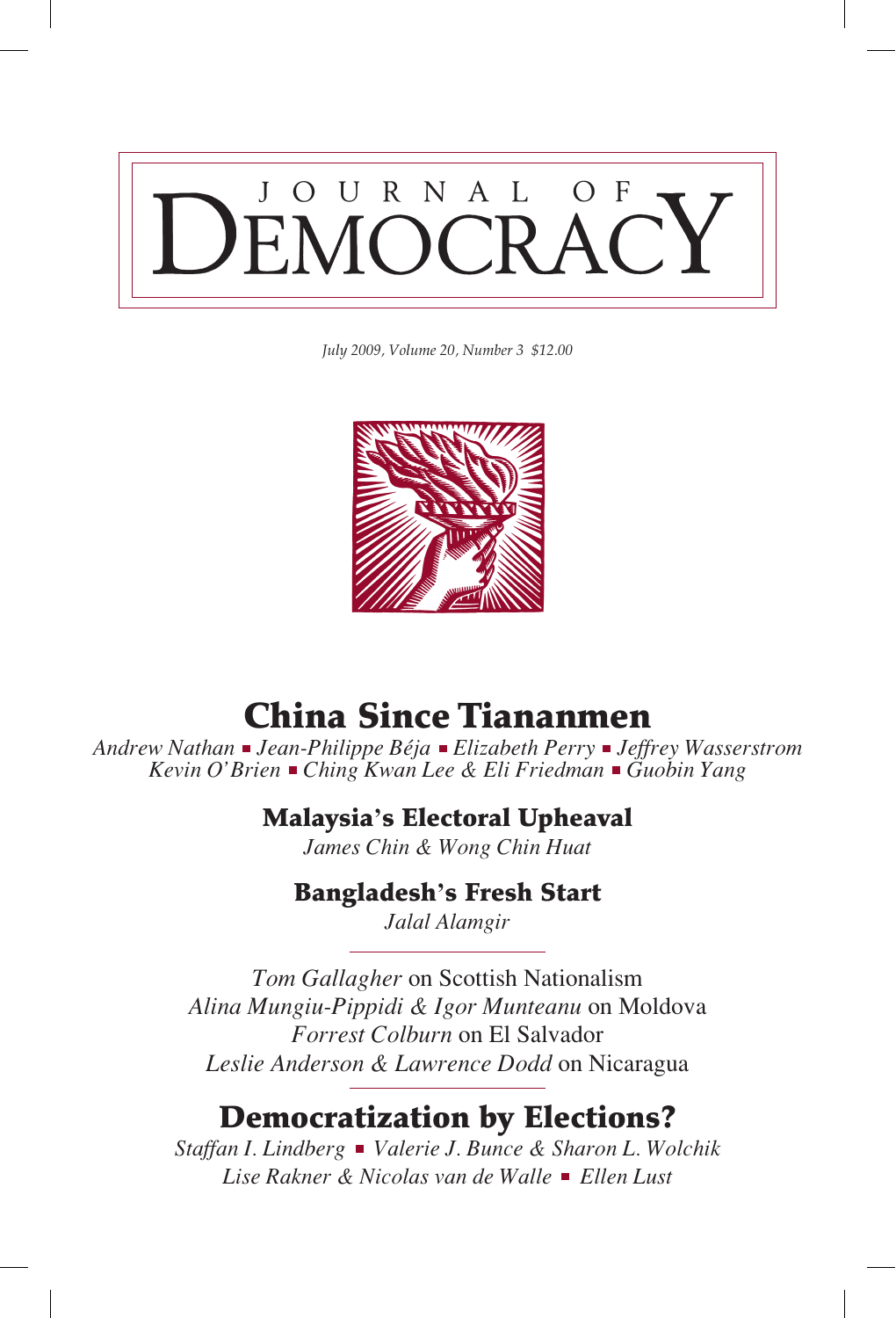# JOURNAL OF DEMOCRACY

*July 2009, Volume 20, Number 3 $12.00*

## China Since Tiananmen

*Andrew Nathan* ▪ *Jean-Philippe Béja* ▪ *Elizabeth Perry* ▪ *Jeffrey Wasserstrom*
*Kevin O'Brien* ▪ *Ching Kwan Lee & Eli Friedman* ▪ *Guobin Yang*

### Malaysia's Electoral Upheaval

*James Chin & Wong Chin Huat*

### Bangladesh's Fresh Start

*Jalal Alamgir*

---

*Tom Gallagher* on Scottish Nationalism
*Alina Mungiu-Pippidi & Igor Munteanu* on Moldova
*Forrest Colburn* on El Salvador
*Leslie Anderson & Lawrence Dodd* on Nicaragua

---

## Democratization by Elections?

*Staffan I. Lindberg* ▪ *Valerie J. Bunce & Sharon L. Wolchik*
*Lise Rakner & Nicolas van de Walle* ▪ *Ellen Lust*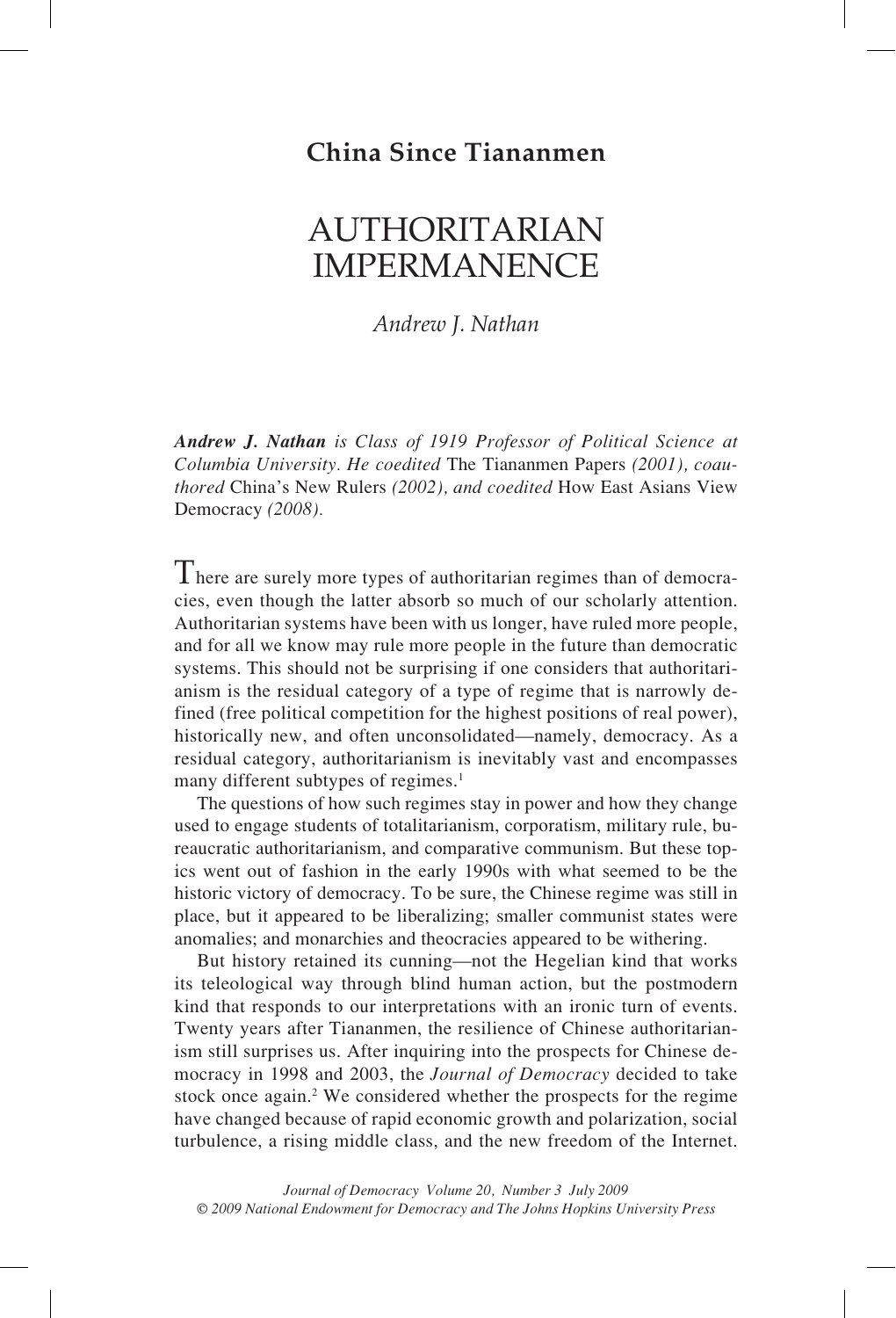## China Since Tiananmen

# AUTHORITARIAN IMPERMANENCE

*Andrew J. Nathan*

***Andrew J. Nathan** is Class of 1919 Professor of Political Science at Columbia University. He coedited* The Tiananmen Papers *(2001), coauthored* China's New Rulers *(2002), and coedited* How East Asians View Democracy *(2008).*

There are surely more types of authoritarian regimes than of democracies, even though the latter absorb so much of our scholarly attention. Authoritarian systems have been with us longer, have ruled more people, and for all we know may rule more people in the future than democratic systems. This should not be surprising if one considers that authoritarianism is the residual category of a type of regime that is narrowly defined (free political competition for the highest positions of real power), historically new, and often unconsolidated—namely, democracy. As a residual category, authoritarianism is inevitably vast and encompasses many different subtypes of regimes.[1]

The questions of how such regimes stay in power and how they change used to engage students of totalitarianism, corporatism, military rule, bureaucratic authoritarianism, and comparative communism. But these topics went out of fashion in the early 1990s with what seemed to be the historic victory of democracy. To be sure, the Chinese regime was still in place, but it appeared to be liberalizing; smaller communist states were anomalies; and monarchies and theocracies appeared to be withering.

But history retained its cunning—not the Hegelian kind that works its teleological way through blind human action, but the postmodern kind that responds to our interpretations with an ironic turn of events. Twenty years after Tiananmen, the resilience of Chinese authoritarianism still surprises us. After inquiring into the prospects for Chinese democracy in 1998 and 2003, the *Journal of Democracy* decided to take stock once again.[2] We considered whether the prospects for the regime have changed because of rapid economic growth and polarization, social turbulence, a rising middle class, and the new freedom of the Internet.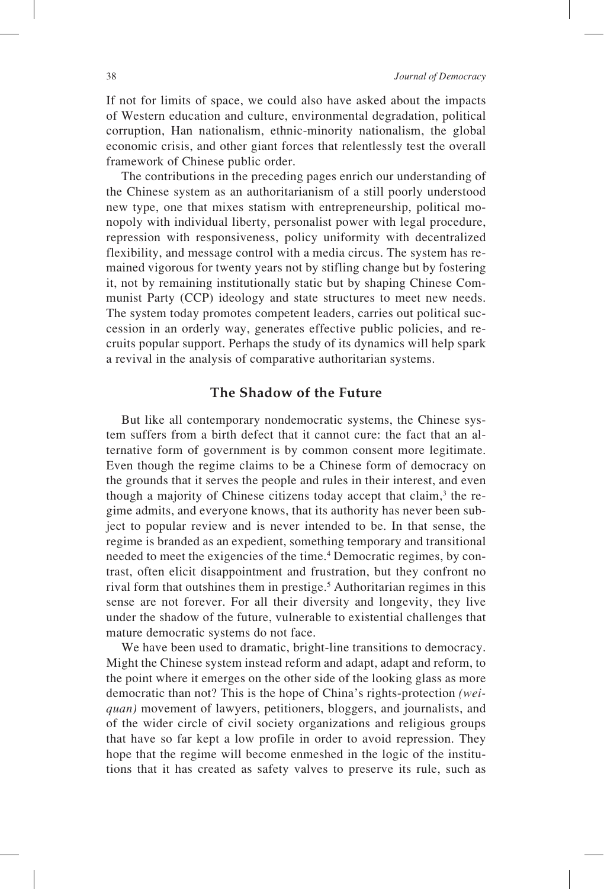If not for limits of space, we could also have asked about the impacts of Western education and culture, environmental degradation, political corruption, Han nationalism, ethnic-minority nationalism, the global economic crisis, and other giant forces that relentlessly test the overall framework of Chinese public order.

The contributions in the preceding pages enrich our understanding of the Chinese system as an authoritarianism of a still poorly understood new type, one that mixes statism with entrepreneurship, political monopoly with individual liberty, personalist power with legal procedure, repression with responsiveness, policy uniformity with decentralized flexibility, and message control with a media circus. The system has remained vigorous for twenty years not by stifling change but by fostering it, not by remaining institutionally static but by shaping Chinese Communist Party (CCP) ideology and state structures to meet new needs. The system today promotes competent leaders, carries out political succession in an orderly way, generates effective public policies, and recruits popular support. Perhaps the study of its dynamics will help spark a revival in the analysis of comparative authoritarian systems.

## The Shadow of the Future

But like all contemporary nondemocratic systems, the Chinese system suffers from a birth defect that it cannot cure: the fact that an alternative form of government is by common consent more legitimate. Even though the regime claims to be a Chinese form of democracy on the grounds that it serves the people and rules in their interest, and even though a majority of Chinese citizens today accept that claim,[3] the regime admits, and everyone knows, that its authority has never been subject to popular review and is never intended to be. In that sense, the regime is branded as an expedient, something temporary and transitional needed to meet the exigencies of the time.[4] Democratic regimes, by contrast, often elicit disappointment and frustration, but they confront no rival form that outshines them in prestige.[5] Authoritarian regimes in this sense are not forever. For all their diversity and longevity, they live under the shadow of the future, vulnerable to existential challenges that mature democratic systems do not face.

We have been used to dramatic, bright-line transitions to democracy. Might the Chinese system instead reform and adapt, adapt and reform, to the point where it emerges on the other side of the looking glass as more democratic than not? This is the hope of China's rights-protection *(weiquan)* movement of lawyers, petitioners, bloggers, and journalists, and of the wider circle of civil society organizations and religious groups that have so far kept a low profile in order to avoid repression. They hope that the regime will become enmeshed in the logic of the institutions that it has created as safety valves to preserve its rule, such as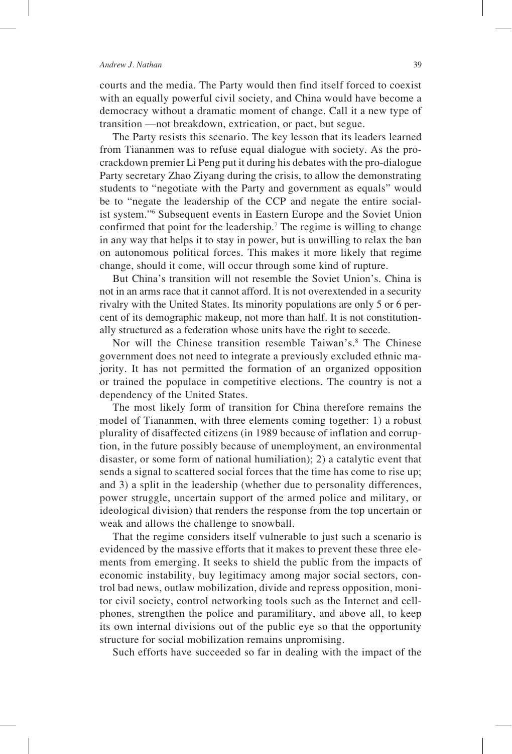courts and the media. The Party would then find itself forced to coexist with an equally powerful civil society, and China would have become a democracy without a dramatic moment of change. Call it a new type of transition —not breakdown, extrication, or pact, but segue.

The Party resists this scenario. The key lesson that its leaders learned from Tiananmen was to refuse equal dialogue with society. As the pro-crackdown premier Li Peng put it during his debates with the pro-dialogue Party secretary Zhao Ziyang during the crisis, to allow the demonstrating students to "negotiate with the Party and government as equals" would be to "negate the leadership of the CCP and negate the entire socialist system."[6] Subsequent events in Eastern Europe and the Soviet Union confirmed that point for the leadership.[7] The regime is willing to change in any way that helps it to stay in power, but is unwilling to relax the ban on autonomous political forces. This makes it more likely that regime change, should it come, will occur through some kind of rupture.

But China's transition will not resemble the Soviet Union's. China is not in an arms race that it cannot afford. It is not overextended in a security rivalry with the United States. Its minority populations are only 5 or 6 percent of its demographic makeup, not more than half. It is not constitutionally structured as a federation whose units have the right to secede.

Nor will the Chinese transition resemble Taiwan's.[8] The Chinese government does not need to integrate a previously excluded ethnic majority. It has not permitted the formation of an organized opposition or trained the populace in competitive elections. The country is not a dependency of the United States.

The most likely form of transition for China therefore remains the model of Tiananmen, with three elements coming together: 1) a robust plurality of disaffected citizens (in 1989 because of inflation and corruption, in the future possibly because of unemployment, an environmental disaster, or some form of national humiliation); 2) a catalytic event that sends a signal to scattered social forces that the time has come to rise up; and 3) a split in the leadership (whether due to personality differences, power struggle, uncertain support of the armed police and military, or ideological division) that renders the response from the top uncertain or weak and allows the challenge to snowball.

That the regime considers itself vulnerable to just such a scenario is evidenced by the massive efforts that it makes to prevent these three elements from emerging. It seeks to shield the public from the impacts of economic instability, buy legitimacy among major social sectors, control bad news, outlaw mobilization, divide and repress opposition, monitor civil society, control networking tools such as the Internet and cellphones, strengthen the police and paramilitary, and above all, to keep its own internal divisions out of the public eye so that the opportunity structure for social mobilization remains unpromising.

Such efforts have succeeded so far in dealing with the impact of the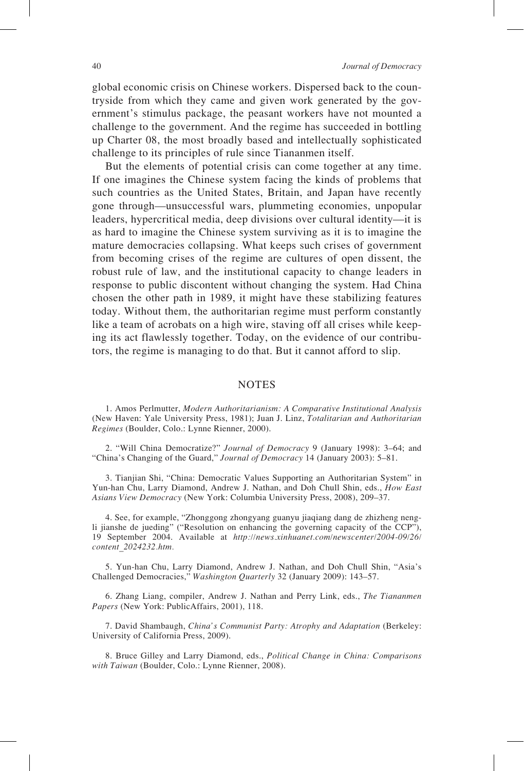global economic crisis on Chinese workers. Dispersed back to the countryside from which they came and given work generated by the government's stimulus package, the peasant workers have not mounted a challenge to the government. And the regime has succeeded in bottling up Charter 08, the most broadly based and intellectually sophisticated challenge to its principles of rule since Tiananmen itself.

But the elements of potential crisis can come together at any time. If one imagines the Chinese system facing the kinds of problems that such countries as the United States, Britain, and Japan have recently gone through—unsuccessful wars, plummeting economies, unpopular leaders, hypercritical media, deep divisions over cultural identity—it is as hard to imagine the Chinese system surviving as it is to imagine the mature democracies collapsing. What keeps such crises of government from becoming crises of the regime are cultures of open dissent, the robust rule of law, and the institutional capacity to change leaders in response to public discontent without changing the system. Had China chosen the other path in 1989, it might have these stabilizing features today. Without them, the authoritarian regime must perform constantly like a team of acrobats on a high wire, staving off all crises while keeping its act flawlessly together. Today, on the evidence of our contributors, the regime is managing to do that. But it cannot afford to slip.

## NOTES

1. Amos Perlmutter, *Modern Authoritarianism: A Comparative Institutional Analysis* (New Haven: Yale University Press, 1981); Juan J. Linz, *Totalitarian and Authoritarian Regimes* (Boulder, Colo.: Lynne Rienner, 2000).

2. "Will China Democratize?" *Journal of Democracy* 9 (January 1998): 3–64; and "China's Changing of the Guard," *Journal of Democracy* 14 (January 2003): 5–81.

3. Tianjian Shi, "China: Democratic Values Supporting an Authoritarian System" in Yun-han Chu, Larry Diamond, Andrew J. Nathan, and Doh Chull Shin, eds., *How East Asians View Democracy* (New York: Columbia University Press, 2008), 209–37.

4. See, for example, "Zhonggong zhongyang guanyu jiaqiang dang de zhizheng nengli jianshe de jueding" ("Resolution on enhancing the governing capacity of the CCP"), 19 September 2004. Available at *http://news.xinhuanet.com/newscenter/2004-09/26/content_2024232.htm.*

5. Yun-han Chu, Larry Diamond, Andrew J. Nathan, and Doh Chull Shin, "Asia's Challenged Democracies," *Washington Quarterly* 32 (January 2009): 143–57.

6. Zhang Liang, compiler, Andrew J. Nathan and Perry Link, eds., *The Tiananmen Papers* (New York: PublicAffairs, 2001), 118.

7. David Shambaugh, *China's Communist Party: Atrophy and Adaptation* (Berkeley: University of California Press, 2009).

8. Bruce Gilley and Larry Diamond, eds., *Political Change in China: Comparisons with Taiwan* (Boulder, Colo.: Lynne Rienner, 2008).